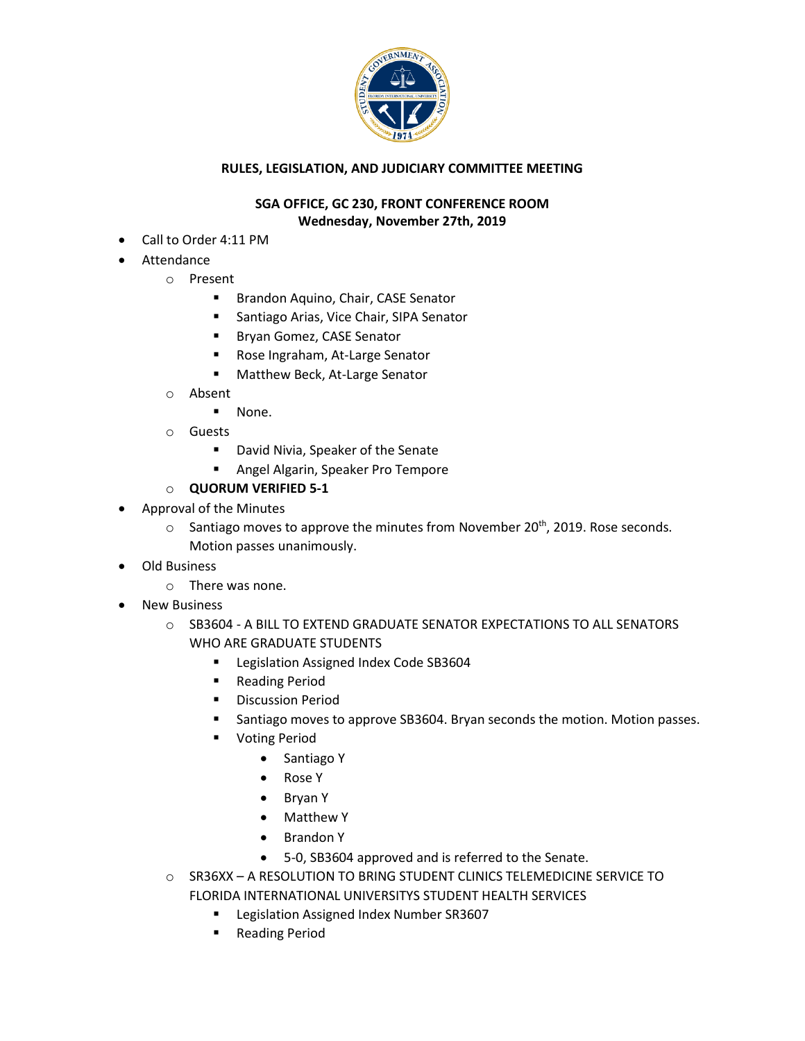**RULES, LEGISLATION, AND JUDICIARY COMMITTEE MEETING**

**SGA OFFICE, GC 230, FRONT CONFERENCE ROOM**
**Wednesday, November 27th, 2019**

- Call to Order 4:11 PM
- Attendance
  - Present
    - Brandon Aquino, Chair, CASE Senator
    - Santiago Arias, Vice Chair, SIPA Senator
    - Bryan Gomez, CASE Senator
    - Rose Ingraham, At-Large Senator
    - Matthew Beck, At-Large Senator
  - Absent
    - None.
  - Guests
    - David Nivia, Speaker of the Senate
    - Angel Algarin, Speaker Pro Tempore
  - **QUORUM VERIFIED 5-1**
- Approval of the Minutes
  - Santiago moves to approve the minutes from November 20th, 2019. Rose seconds. Motion passes unanimously.
- Old Business
  - There was none.
- New Business
  - SB3604 - A BILL TO EXTEND GRADUATE SENATOR EXPECTATIONS TO ALL SENATORS WHO ARE GRADUATE STUDENTS
    - Legislation Assigned Index Code SB3604
    - Reading Period
    - Discussion Period
    - Santiago moves to approve SB3604. Bryan seconds the motion. Motion passes.
    - Voting Period
      - Santiago Y
      - Rose Y
      - Bryan Y
      - Matthew Y
      - Brandon Y
      - 5-0, SB3604 approved and is referred to the Senate.
  - SR36XX – A RESOLUTION TO BRING STUDENT CLINICS TELEMEDICINE SERVICE TO FLORIDA INTERNATIONAL UNIVERSITYS STUDENT HEALTH SERVICES
    - Legislation Assigned Index Number SR3607
    - Reading Period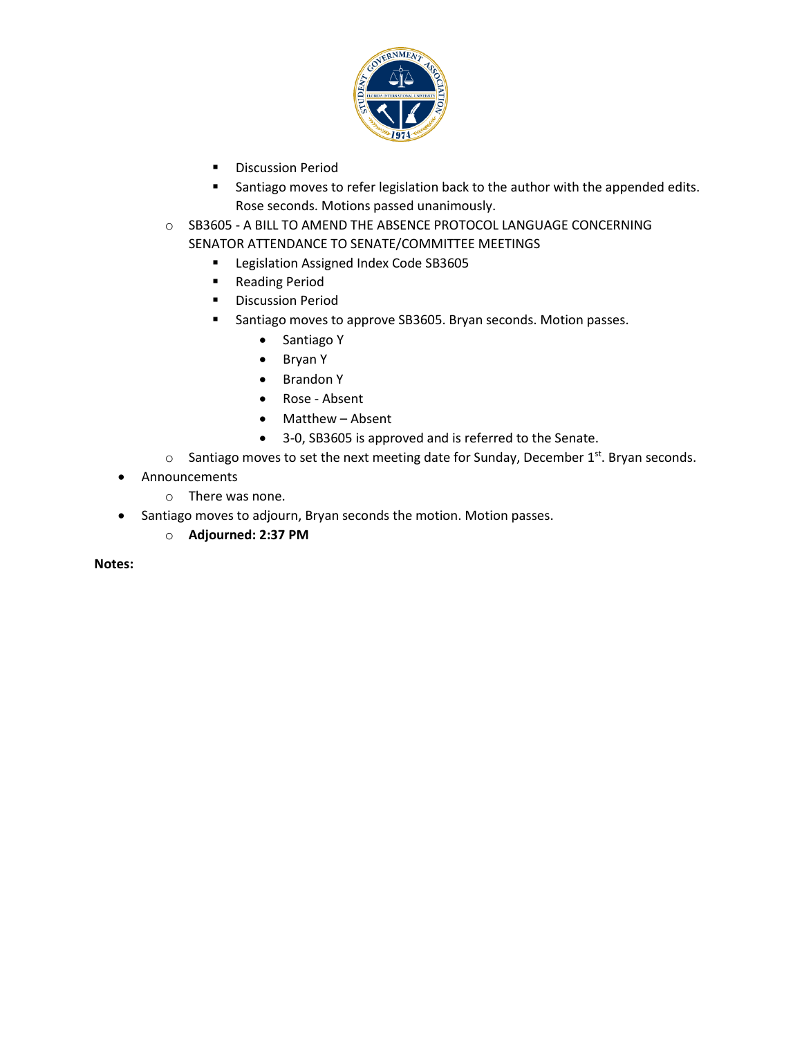- Discussion Period
        - Santiago moves to refer legislation back to the author with the appended edits. Rose seconds. Motions passed unanimously.
    - SB3605 - A BILL TO AMEND THE ABSENCE PROTOCOL LANGUAGE CONCERNING SENATOR ATTENDANCE TO SENATE/COMMITTEE MEETINGS
        - Legislation Assigned Index Code SB3605
        - Reading Period
        - Discussion Period
        - Santiago moves to approve SB3605. Bryan seconds. Motion passes.
            - Santiago Y
            - Bryan Y
            - Brandon Y
            - Rose - Absent
            - Matthew – Absent
            - 3-0, SB3605 is approved and is referred to the Senate.
    - Santiago moves to set the next meeting date for Sunday, December 1st. Bryan seconds.
- Announcements
    - There was none.
- Santiago moves to adjourn, Bryan seconds the motion. Motion passes.
    - **Adjourned: 2:37 PM**

**Notes:**